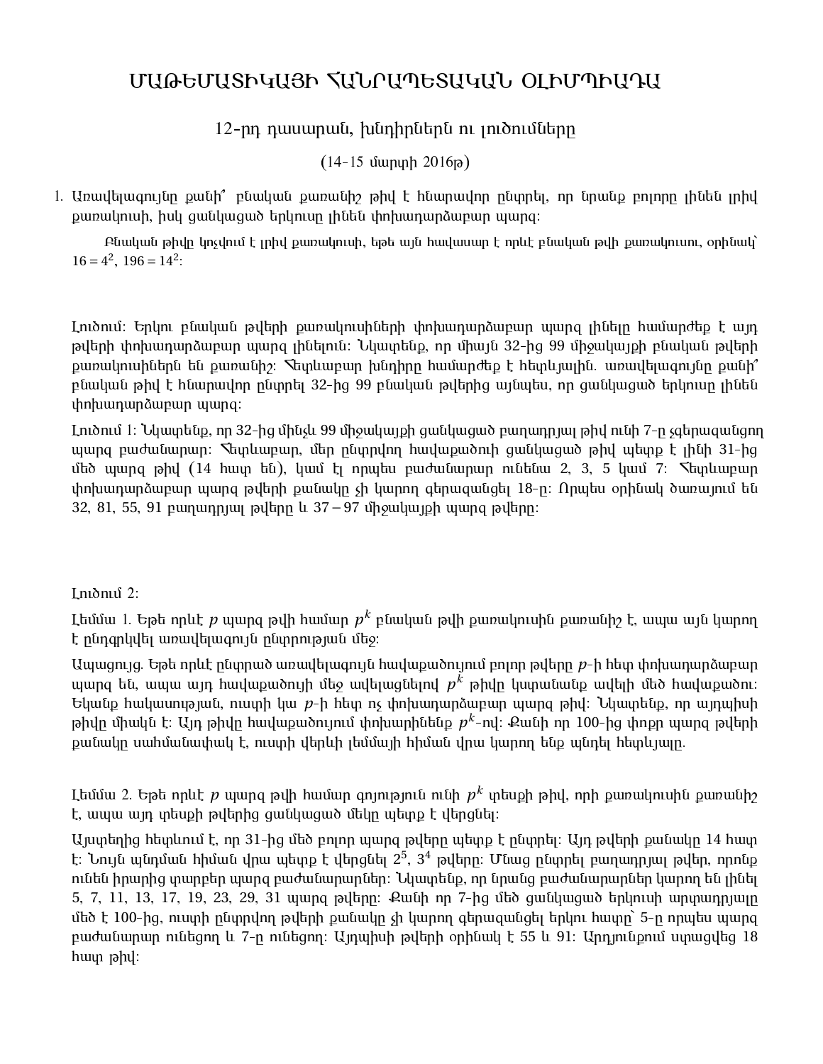# ՄԱԹԵՄԱՏԻԿԱՅԻ ՀԱՆՐԱՊԵՏԱԿԱՆ ՕԼԻՄՊԻԱԴԱ

## 12-րդ դասարան, խնդիրներն ու լուծումները

(14-15 մարտի 2016թ)

1. Առավելագույնը քանի՞ բնական քառանիշ թիվ է հնարավոր ընտրել, որ նրանք բոլորը լինեն լրիվ քառակուսի, իսկ ցանկացած երկուսը լինեն փոխադարձաբար պարզ:

   Բնական թիվը կոչվում է լրիվ քառակուսի, եթե այն հավասար է որևէ բնական թվի քառակուսու, օրինակ՝ $16 = 4^2$, $196 = 14^2$:

Լուծում: Երկու բնական թվերի քառակուսիների փոխադարձաբար պարզ լինելը համարժեք է այդ թվերի փոխադարձաբար պարզ լինելուն: Նկատենք, որ միայն 32-ից 99 միջակայքի բնական թվերի քառակուսիներն են քառանիշ: Հետևաբար խնդիրը համարժեք է հետևյալին. առավելագույնը քանի՞ բնական թիվ է հնարավոր ընտրել 32-ից 99 բնական թվերից այնպես, որ ցանկացած երկուսը լինեն փոխադարձաբար պարզ:

Լուծում 1: Նկատենք, որ 32-ից մինչև 99 միջակայքի ցանկացած բաղադրյալ թիվ ունի 7-ը չգերազանցող պարզ բաժանարար: Հետևաբար, մեր ընտրվող հավաքածուի ցանկացած թիվ պետք է լինի 31-ից մեծ պարզ թիվ (14 հատ են), կամ էլ որպես բաժանարար ունենա 2, 3, 5 կամ 7: Հետևաբար փոխադարձաբար պարզ թվերի քանակը չի կարող գերազանցել 18-ը: Որպես օրինակ ծառայում են 32, 81, 55, 91 բաղադրյալ թվերը և $37 - 97$ միջակայքի պարզ թվերը:

Լուծում 2:

Լեմմա 1. Եթե որևէ $p$ պարզ թվի համար $p^k$ բնական թվի քառակուսին քառանիշ է, ապա այն կարող է ընդգրկվել առավելագույն ընտրության մեջ:

Ապացույց. Եթե որևէ ընտրած առավելագույն հավաքածույում բոլոր թվերը $p$-ի հետ փոխադարձաբար պարզ են, ապա այդ հավաքածույի մեջ ավելացնելով $p^k$ թիվը կստանանք ավելի մեծ հավաքածու: Եկանք հակասության, ուստի կա $p$-ի հետ ոչ փոխադարձաբար պարզ թիվ: Նկատենք, որ այդպիսի թիվը միակն է: Այդ թիվը հավաքածույում փոխարինենք $p^k$-ով: Քանի որ 100-ից փոքր պարզ թվերի քանակը սահմանափակ է, ուստի վերևի լեմմայի հիման վրա կարող ենք պնդել հետևյալը.

Լեմմա 2. Եթե որևէ $p$ պարզ թվի համար գոյություն ունի $p^k$ տեսքի թիվ, որի քառակուսին քառանիշ է, ապա այդ տեսքի թվերից ցանկացած մեկը պետք է վերցնել:

Այստեղից հետևում է, որ 31-ից մեծ բոլոր պարզ թվերը պետք է ընտրել: Այդ թվերի քանակը 14 հատ է: Նույն պնդման հիման վրա պետք է վերցնել $2^5$, $3^4$ թվերը: Մնաց ընտրել բաղադրյալ թվեր, որոնք ունեն իրարից տարբեր պարզ բաժանարարներ: Նկատենք, որ նրանց բաժանարարներ կարող են լինել 5, 7, 11, 13, 17, 19, 23, 29, 31 պարզ թվերը: Քանի որ 7-ից մեծ ցանկացած երկուսի արտադրյալը մեծ է 100-ից, ուստի ընտրվող թվերի քանակը չի կարող գերազանցել երկու հատը՝ 5-ը որպես պարզ բաժանարար ունեցող և 7-ը ունեցող: Այդպիսի թվերի օրինակ է 55 և 91: Արդյունքում ստացվեց 18 հատ թիվ: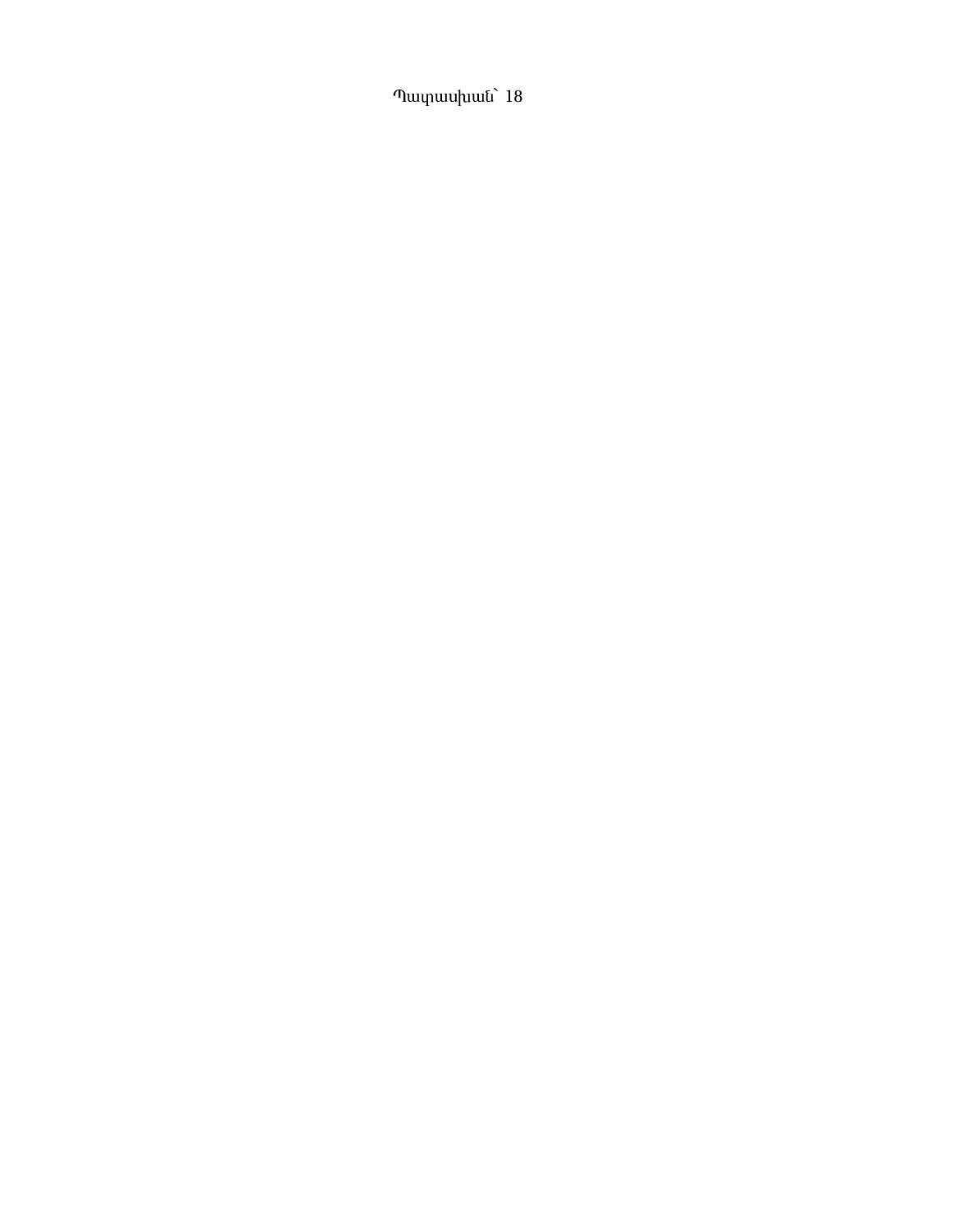Պատասխան` 18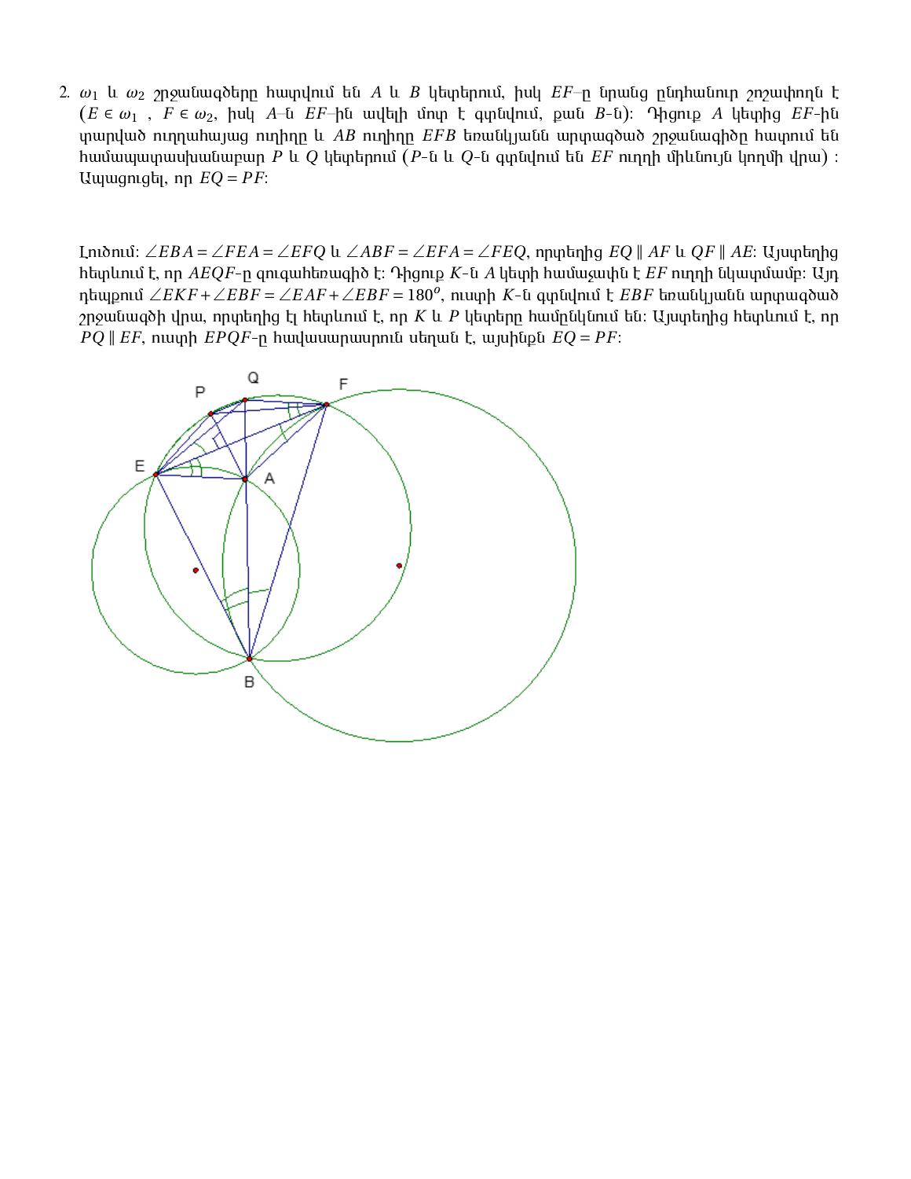2. $\omega_1$ և $\omega_2$ շրջանագծերը հատվում են $A$ և $B$ կետերում, իսկ $EF$–ը նրանց ընդհանուր շոշափողն է ($E \in \omega_1$ , $F \in \omega_2$, իսկ $A$–ն $EF$–ին ավելի մոտ է գտնվում, քան $B$-ն): Դիցուք $A$ կետից $EF$-ին տարված ուղղահայաց ուղիղը և $AB$ ուղիղը $EFB$ եռանկյանն արտագծած շրջանագիծը հատում են համապատասխանաբար $P$ և $Q$ կետերում ($P$-ն և $Q$-ն գտնվում են $EF$ ուղղի միևնույն կողմի վրա) : Ապացուցել, որ $EQ = PF$:

Լուծում: $\angle EBA = \angle FEA = \angle EFQ$ և $\angle ABF = \angle EFA = \angle FEQ$, որտեղից $EQ \parallel AF$ և $QF \parallel AE$: Այստեղից հետևում է, որ $AEQF$-ը զուգահեռագիծ է: Դիցուք $K$-ն $A$ կետի համաչափին է $EF$ ուղղի նկատմամբ: Այդ դեպքում $\angle EKF + \angle EBF = \angle EAF + \angle EBF = 180^o$, ուստի $K$-ն գտնվում է $EBF$ եռանկյանն արտագծած շրջանագծի վրա, որտեղից էլ հետևում է, որ $K$ և $P$ կետերը համընկնում են: Այստեղից հետևում է, որ $PQ \parallel EF$, ուստի $EPQF$-ը հավասարասրուն սեղան է, այսինքն $EQ = PF$: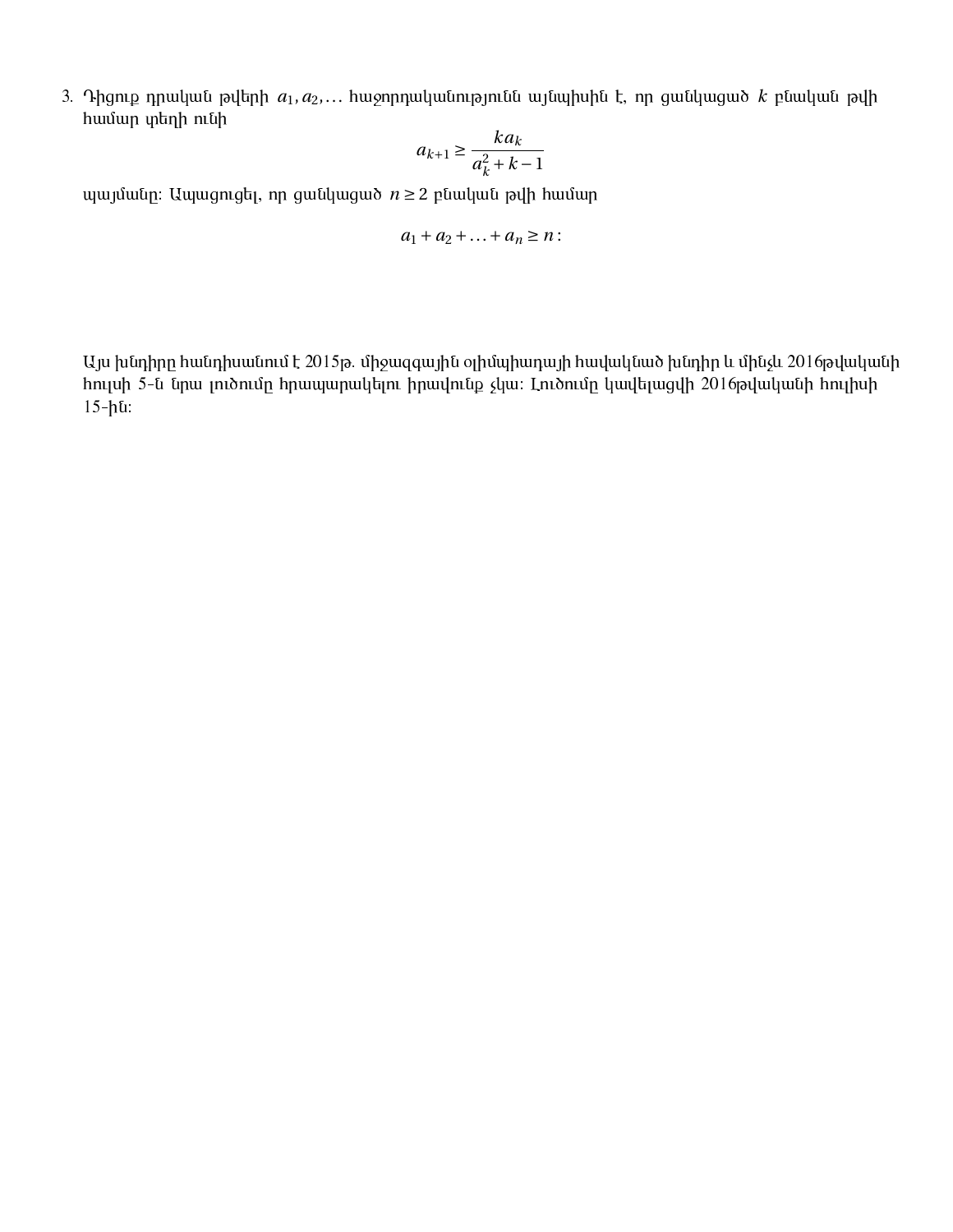3. Դիցուք դրական թվերի $a_1, a_2, \ldots$ հաջորդականությունն այնպիսին է, որ ցանկացած $k$ բնական թվի համար տեղի ունի

$$a_{k+1} \geq \frac{k a_k}{a_k^2 + k - 1}$$

պայմանը: Ապացուցել, որ ցանկացած $n \geq 2$ բնական թվի համար

$$a_1 + a_2 + \ldots + a_n \geq n:$$

Այս խնդիրը հանդիսանում է 2015թ. միջազգային օլիմպիադայի հավակնած խնդիր և մինչև 2016թվականի հուլիսի 5-ն նրա լուծումը հրապարակելու իրավունք չկա: Լուծումը կավելացվի 2016թվականի հուլիսի 15-ին: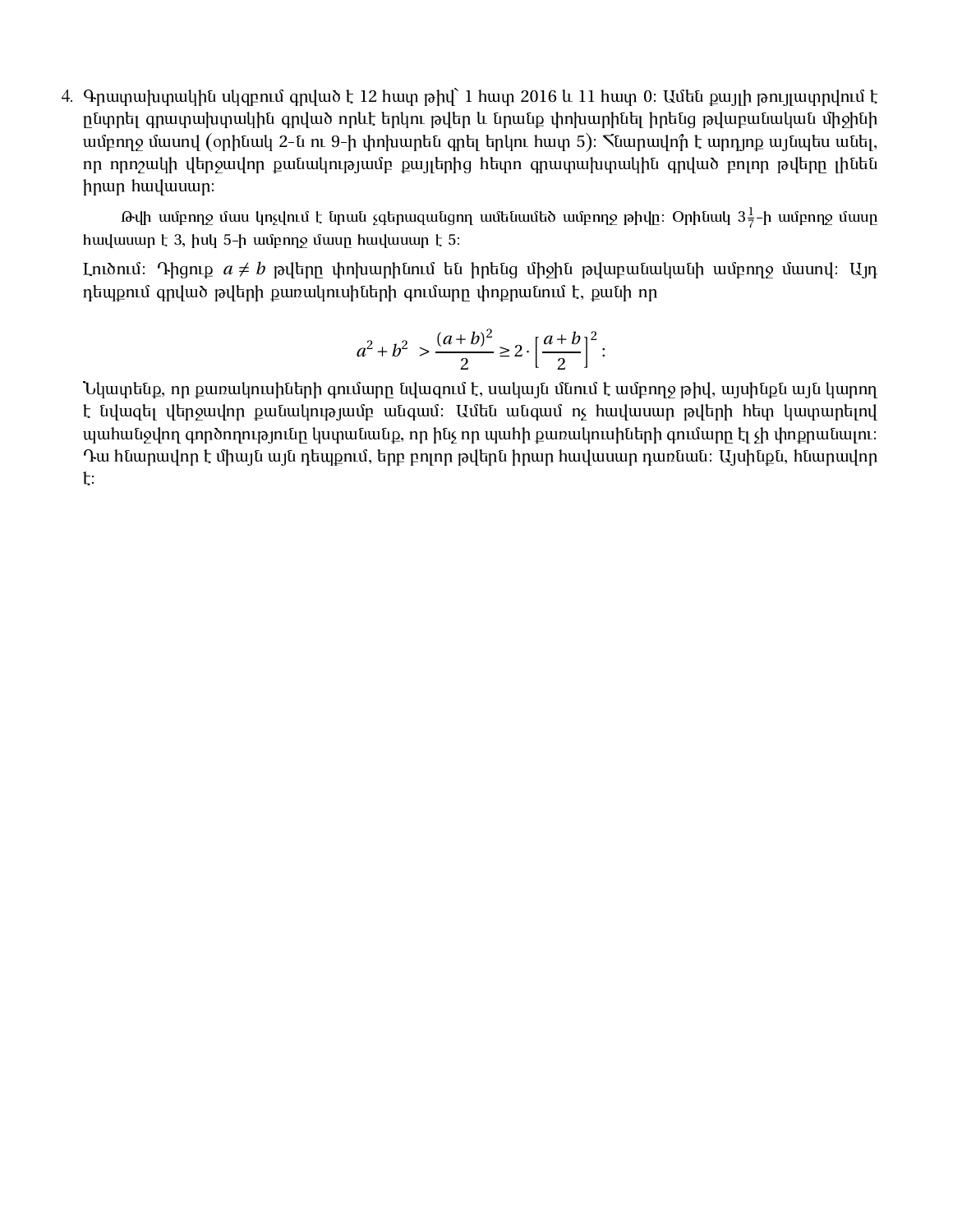4. Գրատախտակին սկզբում գրված է 12 հատ թիվ՝ 1 հատ 2016 և 11 հատ 0: Ամեն քայլի թույլատրվում է ընտրել գրատախտակին գրված որևէ երկու թվեր և նրանք փոխարինել իրենց թվաբանական միջինի ամբողջ մասով (օրինակ 2-ն ու 9-ի փոխարեն գրել երկու հատ 5): Հնարավո՞ր է արդյոք այնպես անել, որ որոշակի վերջավոր քանակությամբ քայլերից հետո գրատախտակին գրված բոլոր թվերը լինեն իրար հավասար:

   Թվի ամբողջ մաս կոչվում է նրան չգերազանցող ամենամեծ ամբողջ թիվը: Օրինակ $3\frac{1}{7}$-ի ամբողջ մասը հավասար է 3, իսկ 5-ի ամբողջ մասը հավասար է 5:

   Լուծում: Դիցուք $a \neq b$ թվերը փոխարինում են իրենց միջին թվաբանականի ամբողջ մասով: Այդ դեպքում գրված թվերի քառակուսիների գումարը փոքրանում է, քանի որ

$$a^2 + b^2 > \frac{(a+b)^2}{2} \geq 2 \cdot \left[\frac{a+b}{2}\right]^2 :$$

   Նկատենք, որ քառակուսիների գումարը նվազում է, սակայն մնում է ամբողջ թիվ, այսինքն այն կարող է նվազել վերջավոր քանակությամբ անգամ: Ամեն անգամ ոչ հավասար թվերի հետ կատարելով պահանջվող գործողությունը կստանանք, որ ինչ որ պահի քառակուսիների գումարը էլ չի փոքրանալու: Դա հնարավոր է միայն այն դեպքում, երբ բոլոր թվերն իրար հավասար դառնան: Այսինքն, հնարավոր է: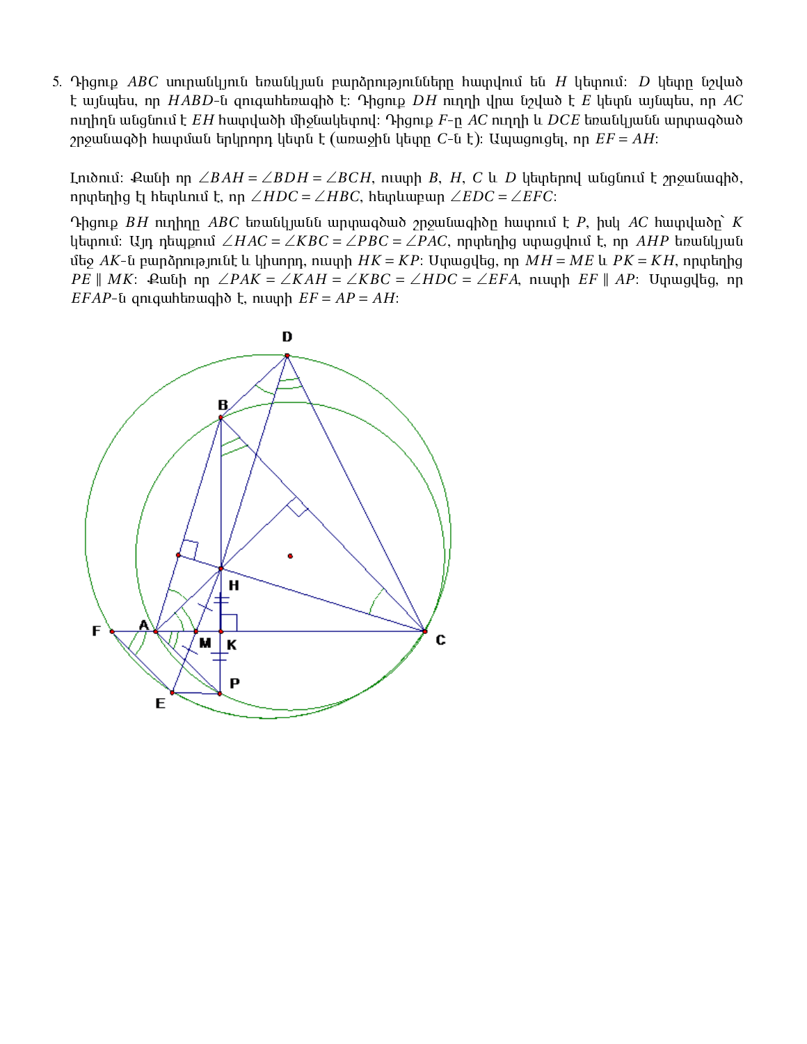5. Դիցուք $ABC$ սուրանկյուն եռանկյան բարձրությունները հատվում են $H$ կետում: $D$ կետը նշված է այնպես, որ $HABD$-ն զուգահեռագիծ է: Դիցուք $DH$ ուղղի վրա նշված է $E$ կետն այնպես, որ $AC$ ուղիղն անցնում է $EH$ հատվածի միջնակետով: Դիցուք $F$-ը $AC$ ուղղի և $DCE$ եռանկյանն արտագծած շրջանագծի հատման երկրորդ կետն է (առաջին կետը $C$-ն է): Ապացուցել, որ $EF = AH$:

   Լուծում: Քանի որ $\angle BAH = \angle BDH = \angle BCH$, ուստի $B$, $H$, $C$ և $D$ կետերով անցնում է շրջանագիծ, որտեղից էլ հետևում է, որ $\angle HDC = \angle HBC$, հետևաբար $\angle EDC = \angle EFC$:

   Դիցուք $BH$ ուղիղը $ABC$ եռանկյանն արտագծած շրջանագիծը հատում է $P$, իսկ $AC$ հատվածը՝ $K$ կետում: Այդ դեպքում $\angle HAC = \angle KBC = \angle PBC = \angle PAC$, որտեղից ստացվում է, որ $AHP$ եռանկյան մեջ $AK$-ն բարձրությունն է և կիսորդ, ուստի $HK = KP$: Ստացվեց, որ $MH = ME$ և $PK = KH$, որտեղից $PE \parallel MK$: Քանի որ $\angle PAK = \angle KAH = \angle KBC = \angle HDC = \angle EFA$, ուստի $EF \parallel AP$: Ստացվեց, որ $EFAP$-ն զուգահեռագիծ է, ուստի $EF = AP = AH$: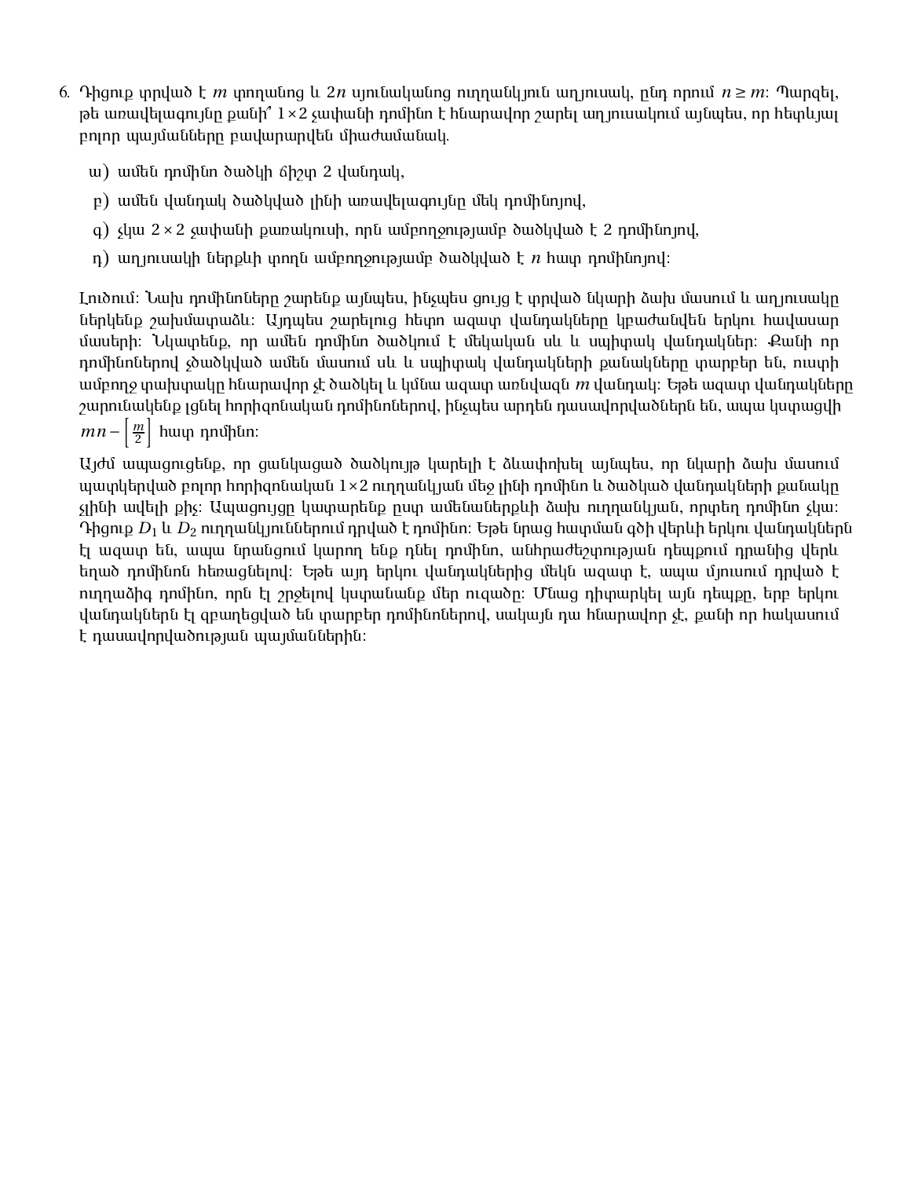6. Դիցուք տրված է $m$ փողանց և $2n$ սյունականց ուղղանկյուն աղյուսակ, ընդ որում $n \geq m$: Պարզել, թե առավելագույնը քանի՞ $1 \times 2$ չափանի դոմինո է հնարավոր շարել աղյուսակում այնպես, որ հետևյալ բոլոր պայմանները բավարարվեն միաժամանակ.

   ա) ամեն դոմինո ծածկի ճիշտ 2 վանդակ,

   բ) ամեն վանդակ ծածկված լինի առավելագույնը մեկ դոմինոյով,

   գ) չկա $2 \times 2$ չափանի քառակուսի, որն ամբողջությամբ ծածկված է 2 դոմինոյով,

   դ) աղյուսակի ներքևի փողն ամբողջությամբ ծածկված է $n$ հատ դոմինոյով:

   Լուծում: Նախ դոմինոները շարենք այնպես, ինչպես ցույց է տրված նկարի ձախ մասում և աղյուսակը ներկենք շախմատաձև: Այդպես շարելուց հետո ազատ վանդակները կբաժանվեն երկու հավասար մասերի: Նկատենք, որ ամեն դոմինո ծածկում է մեկական սև և սպիտակ վանդակներ: Քանի որ դոմինոներով չծածկված ամեն մասում սև և սպիտակ վանդակների քանակները տարբեր են, ուստի ամբողջ տախտակը հնարավոր չէ ծածկել և կմնա ազատ առնվազն $m$ վանդակ: Եթե ազատ վանդակները շարունակենք լցնել հորիզոնական դոմինոներով, ինչպես արդեն դասավորվածներն են, ապա կստացվի $mn - \left[\frac{m}{2}\right]$ հատ դոմինո:

   Այժմ ապացուցենք, որ ցանկացած ծածկույթ կարելի է ձևափոխել այնպես, որ նկարի ձախ մասում պատկերված բոլոր հորիզոնական $1 \times 2$ ուղղանկյան մեջ լինի դոմինո և ծածկած վանդակների քանակը չլինի ավելի քիչ: Ապացույցը կատարենք ըստ ամենաներքևի ձախ ուղղանկյան, որտեղ դոմինո չկա: Դիցուք $D_1$ և $D_2$ ուղղանկյուններում դրված է դոմինո: Եթե նրանց հատման գծի վերևի երկու վանդակներն էլ ազատ են, ապա նրանցում կարող ենք դնել դոմինո, անհրաժեշտության դեպքում դրանից վերև եղած դոմինոն հեռացնելով: Եթե այդ երկու վանդակներից մեկն ազատ է, ապա մյուսում դրված է ուղղաձիգ դոմինո, որն էլ շրջելով կստանանք մեր ուզածը: Մնաց դիտարկել այն դեպքը, երբ երկու վանդակներն էլ զբաղեցված են տարբեր դոմինոներով, սակայն դա հնարավոր չէ, քանի որ հակասում է դասավորվածության պայմաններին: